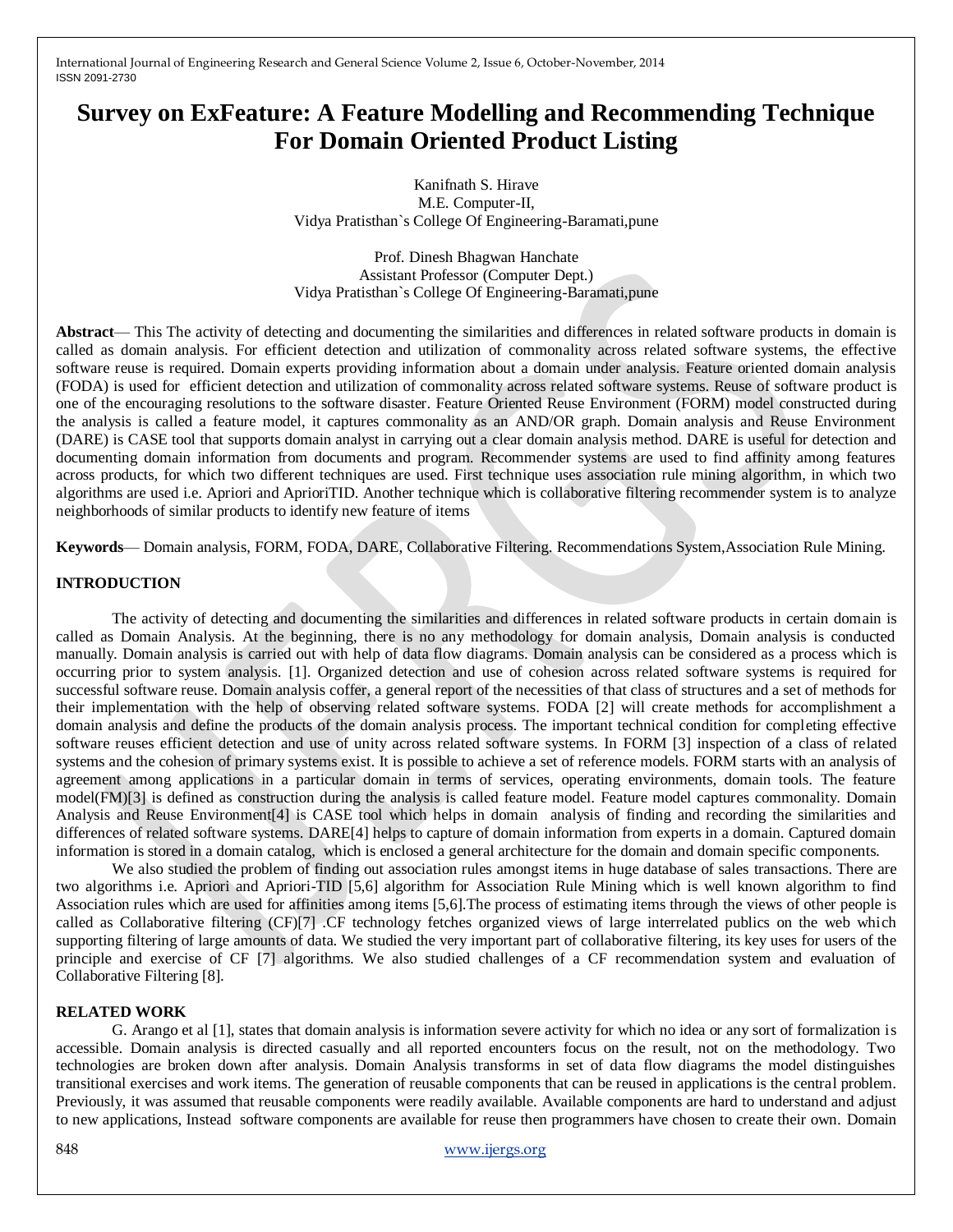# Survey on ExFeature: A Feature Modelling and Recommending Technique For Domain Oriented Product Listing

Kanifnath S. Hirave
M.E. Computer-II,
Vidya Pratisthan`s College Of Engineering-Baramati,pune

Prof. Dinesh Bhagwan Hanchate
Assistant Professor (Computer Dept.)
Vidya Pratisthan`s College Of Engineering-Baramati,pune

**Abstract**— This The activity of detecting and documenting the similarities and differences in related software products in domain is called as domain analysis. For efficient detection and utilization of commonality across related software systems, the effective software reuse is required. Domain experts providing information about a domain under analysis. Feature oriented domain analysis (FODA) is used for efficient detection and utilization of commonality across related software systems. Reuse of software product is one of the encouraging resolutions to the software disaster. Feature Oriented Reuse Environment (FORM) model constructed during the analysis is called a feature model, it captures commonality as an AND/OR graph. Domain analysis and Reuse Environment (DARE) is CASE tool that supports domain analyst in carrying out a clear domain analysis method. DARE is useful for detection and documenting domain information from documents and program. Recommender systems are used to find affinity among features across products, for which two different techniques are used. First technique uses association rule mining algorithm, in which two algorithms are used i.e. Apriori and AprioriTID. Another technique which is collaborative filtering recommender system is to analyze neighborhoods of similar products to identify new feature of items

**Keywords**— Domain analysis, FORM, FODA, DARE, Collaborative Filtering. Recommendations System,Association Rule Mining.

## INTRODUCTION

The activity of detecting and documenting the similarities and differences in related software products in certain domain is called as Domain Analysis. At the beginning, there is no any methodology for domain analysis, Domain analysis is conducted manually. Domain analysis is carried out with help of data flow diagrams. Domain analysis can be considered as a process which is occurring prior to system analysis. [1]. Organized detection and use of cohesion across related software systems is required for successful software reuse. Domain analysis coffer, a general report of the necessities of that class of structures and a set of methods for their implementation with the help of observing related software systems. FODA [2] will create methods for accomplishment a domain analysis and define the products of the domain analysis process. The important technical condition for completing effective software reuses efficient detection and use of unity across related software systems. In FORM [3] inspection of a class of related systems and the cohesion of primary systems exist. It is possible to achieve a set of reference models. FORM starts with an analysis of agreement among applications in a particular domain in terms of services, operating environments, domain tools. The feature model(FM)[3] is defined as construction during the analysis is called feature model. Feature model captures commonality. Domain Analysis and Reuse Environment[4] is CASE tool which helps in domain analysis of finding and recording the similarities and differences of related software systems. DARE[4] helps to capture of domain information from experts in a domain. Captured domain information is stored in a domain catalog, which is enclosed a general architecture for the domain and domain specific components.

We also studied the problem of finding out association rules amongst items in huge database of sales transactions. There are two algorithms i.e. Apriori and Apriori-TID [5,6] algorithm for Association Rule Mining which is well known algorithm to find Association rules which are used for affinities among items [5,6].The process of estimating items through the views of other people is called as Collaborative filtering (CF)[7] .CF technology fetches organized views of large interrelated publics on the web which supporting filtering of large amounts of data. We studied the very important part of collaborative filtering, its key uses for users of the principle and exercise of CF [7] algorithms. We also studied challenges of a CF recommendation system and evaluation of Collaborative Filtering [8].

## RELATED WORK

G. Arango et al [1], states that domain analysis is information severe activity for which no idea or any sort of formalization is accessible. Domain analysis is directed casually and all reported encounters focus on the result, not on the methodology. Two technologies are broken down after analysis. Domain Analysis transforms in set of data flow diagrams the model distinguishes transitional exercises and work items. The generation of reusable components that can be reused in applications is the central problem. Previously, it was assumed that reusable components were readily available. Available components are hard to understand and adjust to new applications, Instead software components are available for reuse then programmers have chosen to create their own. Domain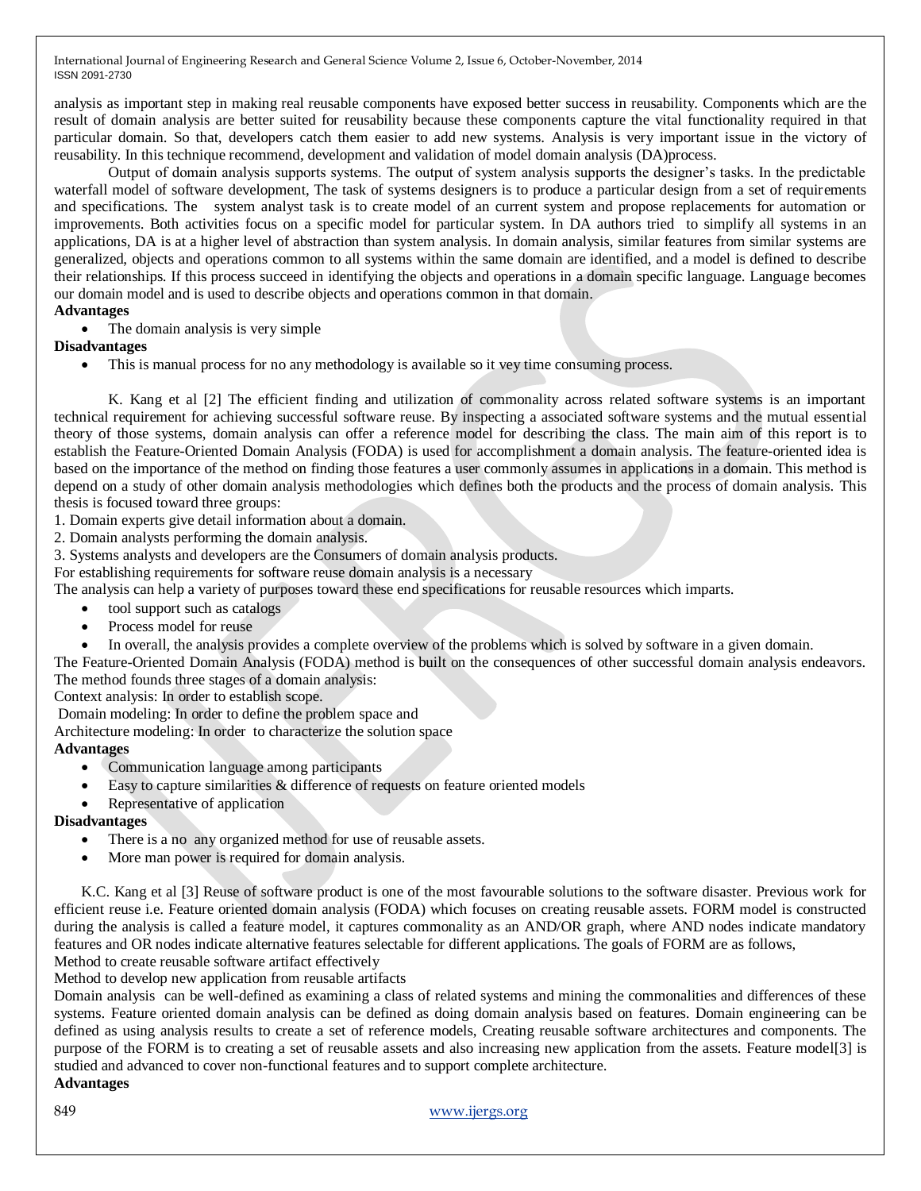analysis as important step in making real reusable components have exposed better success in reusability. Components which are the result of domain analysis are better suited for reusability because these components capture the vital functionality required in that particular domain. So that, developers catch them easier to add new systems. Analysis is very important issue in the victory of reusability. In this technique recommend, development and validation of model domain analysis (DA)process.

Output of domain analysis supports systems. The output of system analysis supports the designer's tasks. In the predictable waterfall model of software development, The task of systems designers is to produce a particular design from a set of requirements and specifications. The system analyst task is to create model of an current system and propose replacements for automation or improvements. Both activities focus on a specific model for particular system. In DA authors tried to simplify all systems in an applications, DA is at a higher level of abstraction than system analysis. In domain analysis, similar features from similar systems are generalized, objects and operations common to all systems within the same domain are identified, and a model is defined to describe their relationships. If this process succeed in identifying the objects and operations in a domain specific language. Language becomes our domain model and is used to describe objects and operations common in that domain.

**Advantages**

- The domain analysis is very simple

**Disadvantages**

- This is manual process for no any methodology is available so it vey time consuming process.

K. Kang et al [2] The efficient finding and utilization of commonality across related software systems is an important technical requirement for achieving successful software reuse. By inspecting a associated software systems and the mutual essential theory of those systems, domain analysis can offer a reference model for describing the class. The main aim of this report is to establish the Feature-Oriented Domain Analysis (FODA) is used for accomplishment a domain analysis. The feature-oriented idea is based on the importance of the method on finding those features a user commonly assumes in applications in a domain. This method is depend on a study of other domain analysis methodologies which defines both the products and the process of domain analysis. This thesis is focused toward three groups:

1. Domain experts give detail information about a domain.
2. Domain analysts performing the domain analysis.
3. Systems analysts and developers are the Consumers of domain analysis products.

For establishing requirements for software reuse domain analysis is a necessary

The analysis can help a variety of purposes toward these end specifications for reusable resources which imparts.

- tool support such as catalogs
- Process model for reuse
- In overall, the analysis provides a complete overview of the problems which is solved by software in a given domain.

The Feature-Oriented Domain Analysis (FODA) method is built on the consequences of other successful domain analysis endeavors. The method founds three stages of a domain analysis:

Context analysis: In order to establish scope.

Domain modeling: In order to define the problem space and

Architecture modeling: In order to characterize the solution space

**Advantages**

- Communication language among participants
- Easy to capture similarities & difference of requests on feature oriented models
- Representative of application

**Disadvantages**

- There is a no any organized method for use of reusable assets.
- More man power is required for domain analysis.

K.C. Kang et al [3] Reuse of software product is one of the most favourable solutions to the software disaster. Previous work for efficient reuse i.e. Feature oriented domain analysis (FODA) which focuses on creating reusable assets. FORM model is constructed during the analysis is called a feature model, it captures commonality as an AND/OR graph, where AND nodes indicate mandatory features and OR nodes indicate alternative features selectable for different applications. The goals of FORM are as follows,

Method to create reusable software artifact effectively

Method to develop new application from reusable artifacts

Domain analysis can be well-defined as examining a class of related systems and mining the commonalities and differences of these systems. Feature oriented domain analysis can be defined as doing domain analysis based on features. Domain engineering can be defined as using analysis results to create a set of reference models, Creating reusable software architectures and components. The purpose of the FORM is to creating a set of reusable assets and also increasing new application from the assets. Feature model[3] is studied and advanced to cover non-functional features and to support complete architecture.

**Advantages**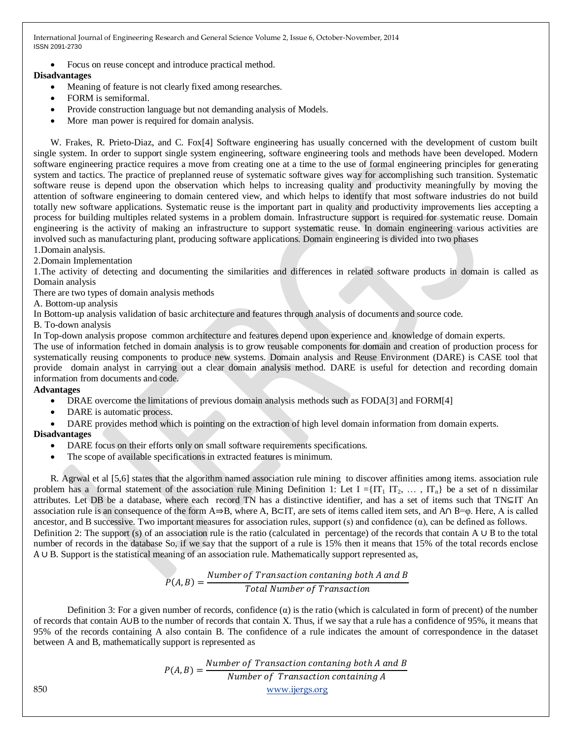- Focus on reuse concept and introduce practical method.

**Disadvantages**

- Meaning of feature is not clearly fixed among researches.
- FORM is semiformal.
- Provide construction language but not demanding analysis of Models.
- More man power is required for domain analysis.

W. Frakes, R. Prieto-Diaz, and C. Fox[4] Software engineering has usually concerned with the development of custom built single system. In order to support single system engineering, software engineering tools and methods have been developed. Modern software engineering practice requires a move from creating one at a time to the use of formal engineering principles for generating system and tactics. The practice of preplanned reuse of systematic software gives way for accomplishing such transition. Systematic software reuse is depend upon the observation which helps to increasing quality and productivity meaningfully by moving the attention of software engineering to domain centered view, and which helps to identify that most software industries do not build totally new software applications. Systematic reuse is the important part in quality and productivity improvements lies accepting a process for building multiples related systems in a problem domain. Infrastructure support is required for systematic reuse. Domain engineering is the activity of making an infrastructure to support systematic reuse. In domain engineering various activities are involved such as manufacturing plant, producing software applications. Domain engineering is divided into two phases

1.Domain analysis.

2.Domain Implementation

1.The activity of detecting and documenting the similarities and differences in related software products in domain is called as Domain analysis

There are two types of domain analysis methods

A. Bottom-up analysis

In Bottom-up analysis validation of basic architecture and features through analysis of documents and source code.

B. To-down analysis

In Top-down analysis propose common architecture and features depend upon experience and knowledge of domain experts.

The use of information fetched in domain analysis is to grow reusable components for domain and creation of production process for systematically reusing components to produce new systems. Domain analysis and Reuse Environment (DARE) is CASE tool that provide domain analyst in carrying out a clear domain analysis method. DARE is useful for detection and recording domain information from documents and code.

**Advantages**

- DRAE overcome the limitations of previous domain analysis methods such as FODA[3] and FORM[4]
- DARE is automatic process.
- DARE provides method which is pointing on the extraction of high level domain information from domain experts.

**Disadvantages**

- DARE focus on their efforts only on small software requirements specifications.
- The scope of available specifications in extracted features is minimum.

R. Agrwal et al [5,6] states that the algorithm named association rule mining to discover affinities among items. association rule problem has a formal statement of the association rule Mining Definition 1: Let I ={$IT_1$ $IT_2$, … , $IT_n$} be a set of n dissimilar attributes. Let DB be a database, where each record TN has a distinctive identifier, and has a set of items such that TN⊆IT An association rule is an consequence of the form A⇒B, where A, B⊂IT, are sets of items called item sets, and A∩ B=φ. Here, A is called ancestor, and B successive. Two important measures for association rules, support (s) and confidence (α), can be defined as follows.

Definition 2: The support (s) of an association rule is the ratio (calculated in percentage) of the records that contain A ∪ B to the total number of records in the database So, if we say that the support of a rule is 15% then it means that 15% of the total records enclose A ∪ B. Support is the statistical meaning of an association rule. Mathematically support represented as,

$$P(A,B) = \frac{Number\ of\ Transaction\ contaning\ both\ A\ and\ B}{Total\ Number\ of\ Transaction}$$

Definition 3: For a given number of records, confidence (α) is the ratio (which is calculated in form of precent) of the number of records that contain A∪B to the number of records that contain X. Thus, if we say that a rule has a confidence of 95%, it means that 95% of the records containing A also contain B. The confidence of a rule indicates the amount of correspondence in the dataset between A and B, mathematically support is represented as

$$P(A,B) = \frac{Number\ of\ Transaction\ contaning\ both\ A\ and\ B}{Number\ of\ \ Transaction\ containing\ A}$$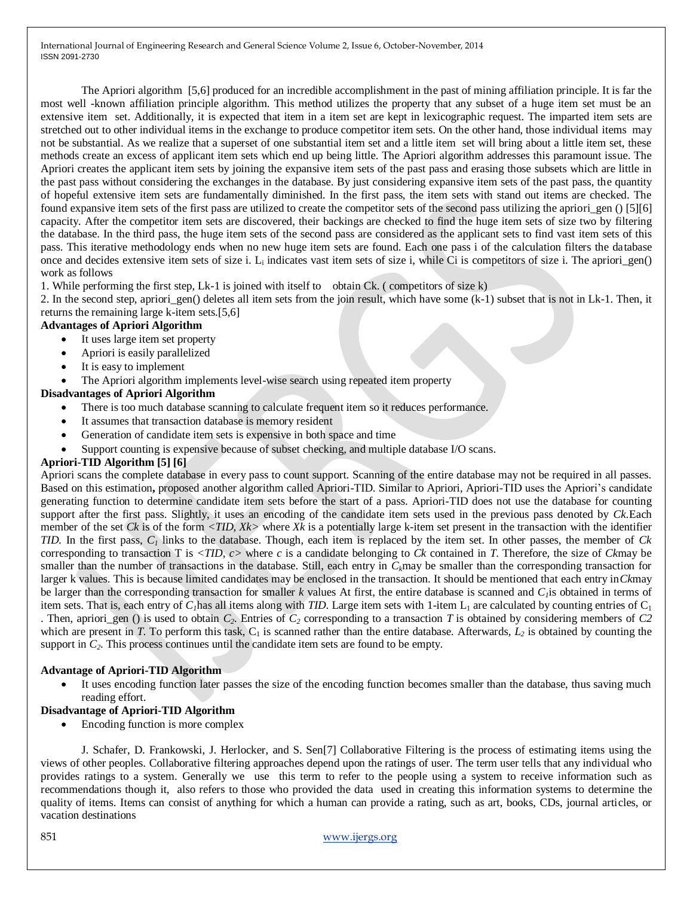The Apriori algorithm [5,6] produced for an incredible accomplishment in the past of mining affiliation principle. It is far the most well -known affiliation principle algorithm. This method utilizes the property that any subset of a huge item set must be an extensive item set. Additionally, it is expected that item in a item set are kept in lexicographic request. The imparted item sets are stretched out to other individual items in the exchange to produce competitor item sets. On the other hand, those individual items may not be substantial. As we realize that a superset of one substantial item set and a little item set will bring about a little item set, these methods create an excess of applicant item sets which end up being little. The Apriori algorithm addresses this paramount issue. The Apriori creates the applicant item sets by joining the expansive item sets of the past pass and erasing those subsets which are little in the past pass without considering the exchanges in the database. By just considering expansive item sets of the past pass, the quantity of hopeful extensive item sets are fundamentally diminished. In the first pass, the item sets with stand out items are checked. The found expansive item sets of the first pass are utilized to create the competitor sets of the second pass utilizing the apriori_gen () [5][6] capacity. After the competitor item sets are discovered, their backings are checked to find the huge item sets of size two by filtering the database. In the third pass, the huge item sets of the second pass are considered as the applicant sets to find vast item sets of this pass. This iterative methodology ends when no new huge item sets are found. Each one pass i of the calculation filters the database once and decides extensive item sets of size i. $L_i$ indicates vast item sets of size i, while Ci is competitors of size i. The apriori_gen() work as follows

1. While performing the first step, Lk-1 is joined with itself to obtain Ck. ( competitors of size k)
2. In the second step, apriori_gen() deletes all item sets from the join result, which have some (k-1) subset that is not in Lk-1. Then, it returns the remaining large k-item sets.[5,6]

**Advantages of Apriori Algorithm**

- It uses large item set property
- Apriori is easily parallelized
- It is easy to implement
- The Apriori algorithm implements level-wise search using repeated item property

**Disadvantages of Apriori Algorithm**

- There is too much database scanning to calculate frequent item so it reduces performance.
- It assumes that transaction database is memory resident
- Generation of candidate item sets is expensive in both space and time
- Support counting is expensive because of subset checking, and multiple database I/O scans.

**Apriori-TID Algorithm [5] [6]**

Apriori scans the complete database in every pass to count support. Scanning of the entire database may not be required in all passes. Based on this estimation**,** proposed another algorithm called Apriori-TID. Similar to Apriori, Apriori-TID uses the Apriori's candidate generating function to determine candidate item sets before the start of a pass. Apriori-TID does not use the database for counting support after the first pass. Slightly, it uses an encoding of the candidate item sets used in the previous pass denoted by *Ck*.Each member of the set *Ck* is of the form *<TID, Xk>* where *Xk* is a potentially large k-item set present in the transaction with the identifier *TID.* In the first pass, $C_1$ links to the database. Though, each item is replaced by the item set. In other passes, the member of *Ck* corresponding to transaction T is *<TID, c>* where *c* is a candidate belonging to *Ck* contained in *T*. Therefore, the size of *Ck*may be smaller than the number of transactions in the database. Still, each entry in $C_k$may be smaller than the corresponding transaction for larger k values. This is because limited candidates may be enclosed in the transaction. It should be mentioned that each entry in*Ck*may be larger than the corresponding transaction for smaller *k* values At first, the entire database is scanned and $C_1$is obtained in terms of item sets. That is, each entry of $C_1$has all items along with *TID*. Large item sets with 1-item $L_1$ are calculated by counting entries of $C_1$ . Then, apriori_gen () is used to obtain $C_2$. Entries of $C_2$ corresponding to a transaction *T* is obtained by considering members of *C2* which are present in *T*. To perform this task, $C_1$ is scanned rather than the entire database. Afterwards, $L_2$ is obtained by counting the support in $C_2$. This process continues until the candidate item sets are found to be empty.

**Advantage of Apriori-TID Algorithm**

- It uses encoding function later passes the size of the encoding function becomes smaller than the database, thus saving much reading effort.

**Disadvantage of Apriori-TID Algorithm**

- Encoding function is more complex

J. Schafer, D. Frankowski, J. Herlocker, and S. Sen[7] Collaborative Filtering is the process of estimating items using the views of other peoples. Collaborative filtering approaches depend upon the ratings of user. The term user tells that any individual who provides ratings to a system. Generally we use this term to refer to the people using a system to receive information such as recommendations though it, also refers to those who provided the data used in creating this information systems to determine the quality of items. Items can consist of anything for which a human can provide a rating, such as art, books, CDs, journal articles, or vacation destinations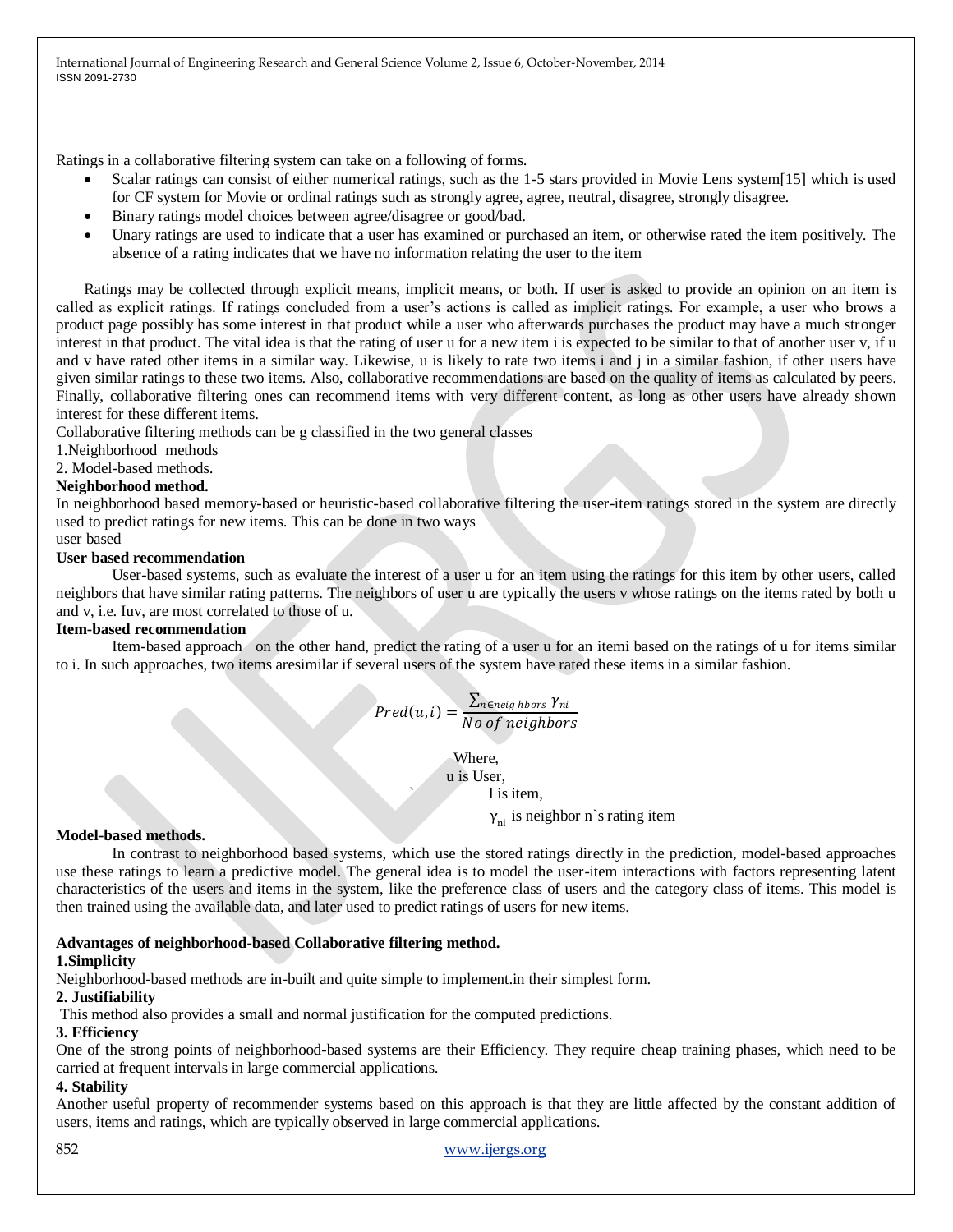Ratings in a collaborative filtering system can take on a following of forms.

- Scalar ratings can consist of either numerical ratings, such as the 1-5 stars provided in Movie Lens system[15] which is used for CF system for Movie or ordinal ratings such as strongly agree, agree, neutral, disagree, strongly disagree.
- Binary ratings model choices between agree/disagree or good/bad.
- Unary ratings are used to indicate that a user has examined or purchased an item, or otherwise rated the item positively. The absence of a rating indicates that we have no information relating the user to the item

Ratings may be collected through explicit means, implicit means, or both. If user is asked to provide an opinion on an item is called as explicit ratings. If ratings concluded from a user's actions is called as implicit ratings. For example, a user who brows a product page possibly has some interest in that product while a user who afterwards purchases the product may have a much stronger interest in that product. The vital idea is that the rating of user u for a new item i is expected to be similar to that of another user v, if u and v have rated other items in a similar way. Likewise, u is likely to rate two items i and j in a similar fashion, if other users have given similar ratings to these two items. Also, collaborative recommendations are based on the quality of items as calculated by peers. Finally, collaborative filtering ones can recommend items with very different content, as long as other users have already shown interest for these different items.

Collaborative filtering methods can be g classified in the two general classes

1.Neighborhood methods

2. Model-based methods.

**Neighborhood method.**

In neighborhood based memory-based or heuristic-based collaborative filtering the user-item ratings stored in the system are directly used to predict ratings for new items. This can be done in two ways

user based

**User based recommendation**

User-based systems, such as evaluate the interest of a user u for an item using the ratings for this item by other users, called neighbors that have similar rating patterns. The neighbors of user u are typically the users v whose ratings on the items rated by both u and v, i.e. Iuv, are most correlated to those of u.

**Item-based recommendation**

Item-based approach on the other hand, predict the rating of a user u for an itemi based on the ratings of u for items similar to i. In such approaches, two items aresimilar if several users of the system have rated these items in a similar fashion.

$$Pred(u,i) = \frac{\sum_{n \in neighbors} \gamma_{ni}}{No\ of\ neighbors}$$

Where,

u is User,

I is item,

$\gamma_{ni}$ is neighbor n`s rating item

**Model-based methods.**

In contrast to neighborhood based systems, which use the stored ratings directly in the prediction, model-based approaches use these ratings to learn a predictive model. The general idea is to model the user-item interactions with factors representing latent characteristics of the users and items in the system, like the preference class of users and the category class of items. This model is then trained using the available data, and later used to predict ratings of users for new items.

**Advantages of neighborhood-based Collaborative filtering method.**

**1.Simplicity**

Neighborhood-based methods are in-built and quite simple to implement.in their simplest form.

**2. Justifiability**

This method also provides a small and normal justification for the computed predictions.

**3. Efficiency**

One of the strong points of neighborhood-based systems are their Efficiency. They require cheap training phases, which need to be carried at frequent intervals in large commercial applications.

**4. Stability**

Another useful property of recommender systems based on this approach is that they are little affected by the constant addition of users, items and ratings, which are typically observed in large commercial applications.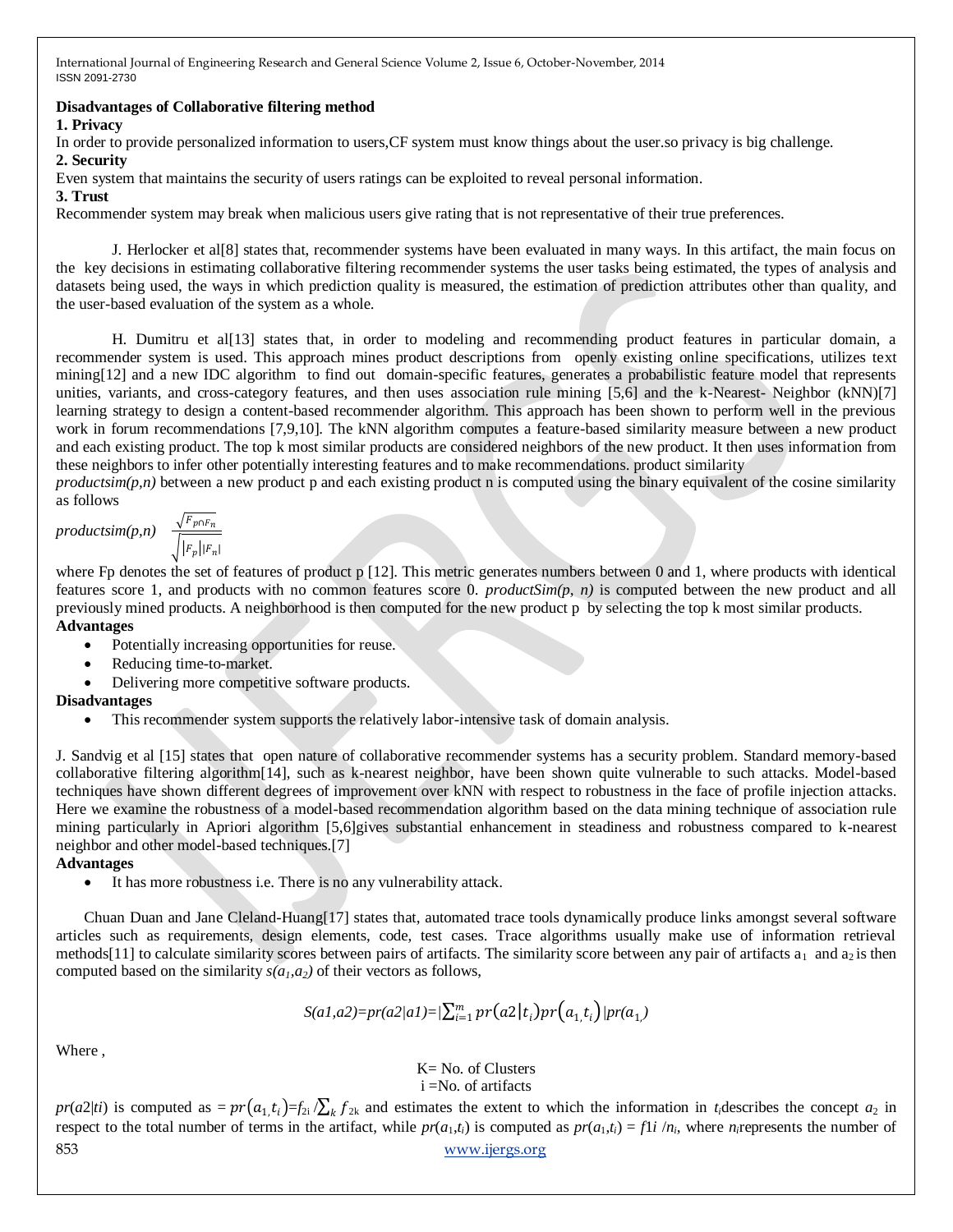**Disadvantages of Collaborative filtering method**

**1. Privacy**

In order to provide personalized information to users,CF system must know things about the user.so privacy is big challenge.

**2. Security**

Even system that maintains the security of users ratings can be exploited to reveal personal information.

**3. Trust**

Recommender system may break when malicious users give rating that is not representative of their true preferences.

J. Herlocker et al[8] states that, recommender systems have been evaluated in many ways. In this artifact, the main focus on the key decisions in estimating collaborative filtering recommender systems the user tasks being estimated, the types of analysis and datasets being used, the ways in which prediction quality is measured, the estimation of prediction attributes other than quality, and the user-based evaluation of the system as a whole.

H. Dumitru et al[13] states that, in order to modeling and recommending product features in particular domain, a recommender system is used. This approach mines product descriptions from openly existing online specifications, utilizes text mining[12] and a new IDC algorithm to find out domain-specific features, generates a probabilistic feature model that represents unities, variants, and cross-category features, and then uses association rule mining [5,6] and the k-Nearest- Neighbor (kNN)[7] learning strategy to design a content-based recommender algorithm. This approach has been shown to perform well in the previous work in forum recommendations [7,9,10]. The kNN algorithm computes a feature-based similarity measure between a new product and each existing product. The top k most similar products are considered neighbors of the new product. It then uses information from these neighbors to infer other potentially interesting features and to make recommendations. product similarity *productsim(p,n)* between a new product p and each existing product n is computed using the binary equivalent of the cosine similarity as follows

$$productsim(p,n) \quad \frac{\sqrt{F_{p \cap F_n}}}{\sqrt{|F_p||F_n|}}$$

where Fp denotes the set of features of product p [12]. This metric generates numbers between 0 and 1, where products with identical features score 1, and products with no common features score 0. *productSim(p, n)* is computed between the new product and all previously mined products. A neighborhood is then computed for the new product p by selecting the top k most similar products.

**Advantages**

- Potentially increasing opportunities for reuse.
- Reducing time-to-market.
- Delivering more competitive software products.

**Disadvantages**

- This recommender system supports the relatively labor-intensive task of domain analysis.

J. Sandvig et al [15] states that open nature of collaborative recommender systems has a security problem. Standard memory-based collaborative filtering algorithm[14], such as k-nearest neighbor, have been shown quite vulnerable to such attacks. Model-based techniques have shown different degrees of improvement over kNN with respect to robustness in the face of profile injection attacks. Here we examine the robustness of a model-based recommendation algorithm based on the data mining technique of association rule mining particularly in Apriori algorithm [5,6]gives substantial enhancement in steadiness and robustness compared to k-nearest neighbor and other model-based techniques.[7]

**Advantages**

- It has more robustness i.e. There is no any vulnerability attack.

Chuan Duan and Jane Cleland-Huang[17] states that, automated trace tools dynamically produce links amongst several software articles such as requirements, design elements, code, test cases. Trace algorithms usually make use of information retrieval methods[11] to calculate similarity scores between pairs of artifacts. The similarity score between any pair of artifacts $a_1$ and $a_2$ is then computed based on the similarity $s(a_1,a_2)$ of their vectors as follows,

$$S(a1,a2)=pr(a2|a1)=|\sum_{i=1}^{m} pr(a2|t_i)pr(a_1,t_i)|pr(a_1)$$

Where ,

K= No. of Clusters

i =No. of artifacts

$pr(a2|ti)$ is computed as $= pr(a_1,t_i)=f_{2i}/\sum_k f_{2k}$ and estimates the extent to which the information in $t_i$describes the concept $a_2$ in respect to the total number of terms in the artifact, while $pr(a_1,t_i)$ is computed as $pr(a_1,t_i) = f1i/n_i$, where $n_i$represents the number of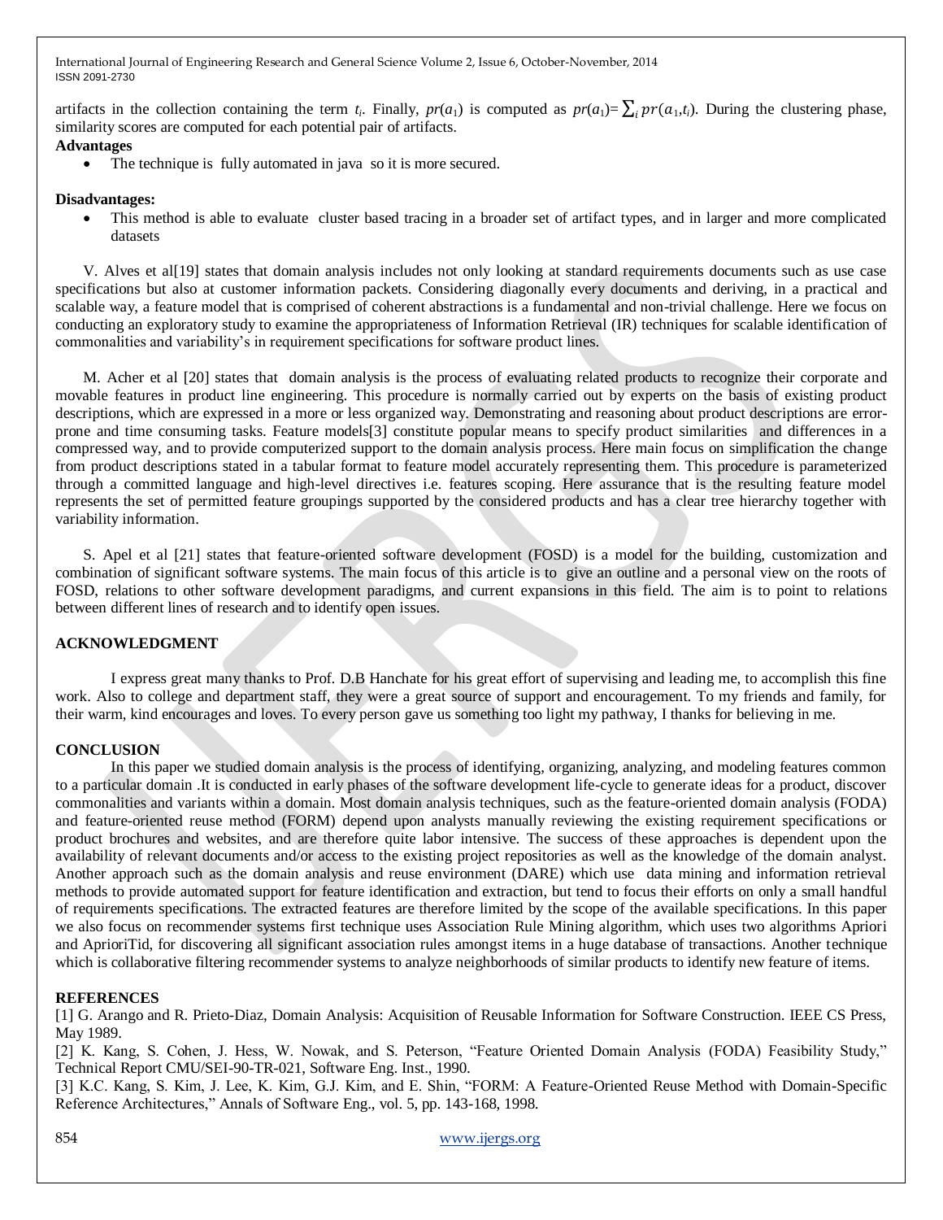artifacts in the collection containing the term $t_i$. Finally, $pr(a_1)$ is computed as $pr(a_1)= \sum_i pr(a_1,t_i)$. During the clustering phase, similarity scores are computed for each potential pair of artifacts.

**Advantages**

- The technique is fully automated in java so it is more secured.

**Disadvantages:**

- This method is able to evaluate cluster based tracing in a broader set of artifact types, and in larger and more complicated datasets

V. Alves et al[19] states that domain analysis includes not only looking at standard requirements documents such as use case specifications but also at customer information packets. Considering diagonally every documents and deriving, in a practical and scalable way, a feature model that is comprised of coherent abstractions is a fundamental and non-trivial challenge. Here we focus on conducting an exploratory study to examine the appropriateness of Information Retrieval (IR) techniques for scalable identification of commonalities and variability's in requirement specifications for software product lines.

M. Acher et al [20] states that domain analysis is the process of evaluating related products to recognize their corporate and movable features in product line engineering. This procedure is normally carried out by experts on the basis of existing product descriptions, which are expressed in a more or less organized way. Demonstrating and reasoning about product descriptions are error-prone and time consuming tasks. Feature models[3] constitute popular means to specify product similarities and differences in a compressed way, and to provide computerized support to the domain analysis process. Here main focus on simplification the change from product descriptions stated in a tabular format to feature model accurately representing them. This procedure is parameterized through a committed language and high-level directives i.e. features scoping. Here assurance that is the resulting feature model represents the set of permitted feature groupings supported by the considered products and has a clear tree hierarchy together with variability information.

S. Apel et al [21] states that feature-oriented software development (FOSD) is a model for the building, customization and combination of significant software systems. The main focus of this article is to give an outline and a personal view on the roots of FOSD, relations to other software development paradigms, and current expansions in this field. The aim is to point to relations between different lines of research and to identify open issues.

## ACKNOWLEDGMENT

I express great many thanks to Prof. D.B Hanchate for his great effort of supervising and leading me, to accomplish this fine work. Also to college and department staff, they were a great source of support and encouragement. To my friends and family, for their warm, kind encourages and loves. To every person gave us something too light my pathway, I thanks for believing in me.

## CONCLUSION

In this paper we studied domain analysis is the process of identifying, organizing, analyzing, and modeling features common to a particular domain .It is conducted in early phases of the software development life-cycle to generate ideas for a product, discover commonalities and variants within a domain. Most domain analysis techniques, such as the feature-oriented domain analysis (FODA) and feature-oriented reuse method (FORM) depend upon analysts manually reviewing the existing requirement specifications or product brochures and websites, and are therefore quite labor intensive. The success of these approaches is dependent upon the availability of relevant documents and/or access to the existing project repositories as well as the knowledge of the domain analyst. Another approach such as the domain analysis and reuse environment (DARE) which use data mining and information retrieval methods to provide automated support for feature identification and extraction, but tend to focus their efforts on only a small handful of requirements specifications. The extracted features are therefore limited by the scope of the available specifications. In this paper we also focus on recommender systems first technique uses Association Rule Mining algorithm, which uses two algorithms Apriori and AprioriTid, for discovering all significant association rules amongst items in a huge database of transactions. Another technique which is collaborative filtering recommender systems to analyze neighborhoods of similar products to identify new feature of items.

## REFERENCES

[1] G. Arango and R. Prieto-Diaz, Domain Analysis: Acquisition of Reusable Information for Software Construction. IEEE CS Press, May 1989.

[2] K. Kang, S. Cohen, J. Hess, W. Nowak, and S. Peterson, "Feature Oriented Domain Analysis (FODA) Feasibility Study," Technical Report CMU/SEI-90-TR-021, Software Eng. Inst., 1990.

[3] K.C. Kang, S. Kim, J. Lee, K. Kim, G.J. Kim, and E. Shin, "FORM: A Feature-Oriented Reuse Method with Domain-Specific Reference Architectures," Annals of Software Eng., vol. 5, pp. 143-168, 1998.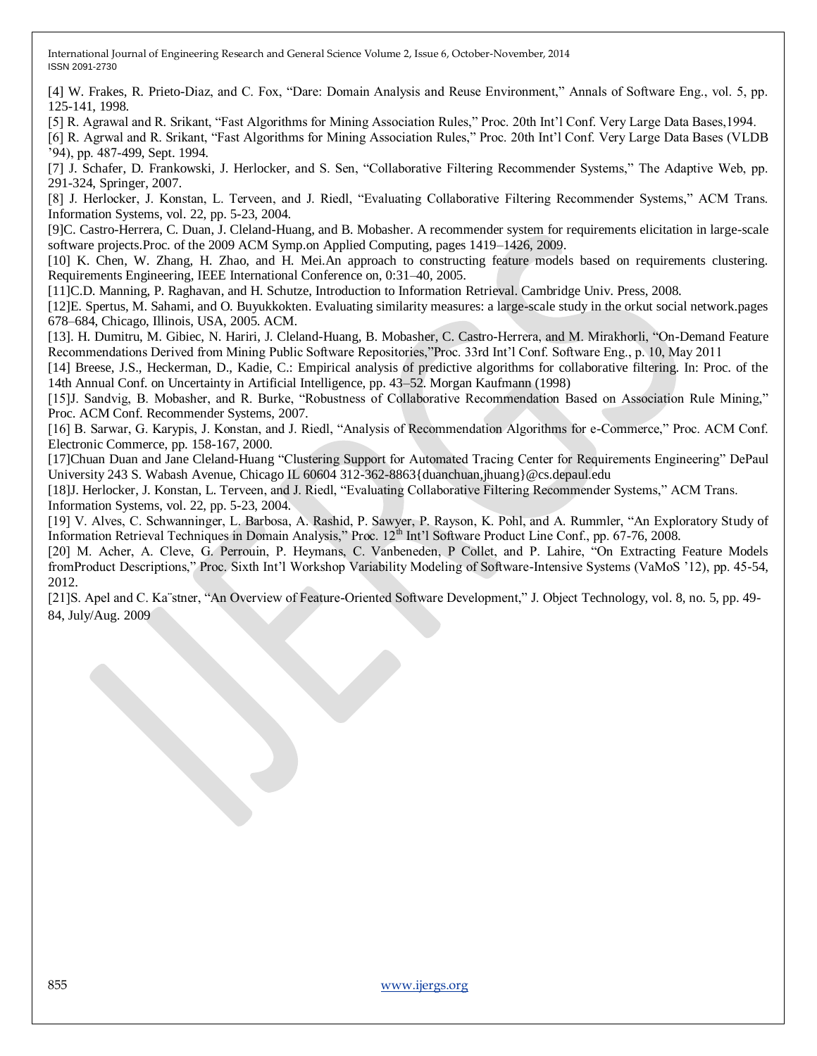[4] W. Frakes, R. Prieto-Diaz, and C. Fox, "Dare: Domain Analysis and Reuse Environment," Annals of Software Eng., vol. 5, pp. 125-141, 1998.

[5] R. Agrawal and R. Srikant, "Fast Algorithms for Mining Association Rules," Proc. 20th Int'l Conf. Very Large Data Bases,1994.

[6] R. Agrwal and R. Srikant, "Fast Algorithms for Mining Association Rules," Proc. 20th Int'l Conf. Very Large Data Bases (VLDB '94), pp. 487-499, Sept. 1994.

[7] J. Schafer, D. Frankowski, J. Herlocker, and S. Sen, "Collaborative Filtering Recommender Systems," The Adaptive Web, pp. 291-324, Springer, 2007.

[8] J. Herlocker, J. Konstan, L. Terveen, and J. Riedl, "Evaluating Collaborative Filtering Recommender Systems," ACM Trans. Information Systems, vol. 22, pp. 5-23, 2004.

[9]C. Castro-Herrera, C. Duan, J. Cleland-Huang, and B. Mobasher. A recommender system for requirements elicitation in large-scale software projects.Proc. of the 2009 ACM Symp.on Applied Computing, pages 1419–1426, 2009.

[10] K. Chen, W. Zhang, H. Zhao, and H. Mei.An approach to constructing feature models based on requirements clustering. Requirements Engineering, IEEE International Conference on, 0:31–40, 2005.

[11]C.D. Manning, P. Raghavan, and H. Schutze, Introduction to Information Retrieval. Cambridge Univ. Press, 2008.

[12]E. Spertus, M. Sahami, and O. Buyukkokten. Evaluating similarity measures: a large-scale study in the orkut social network.pages 678–684, Chicago, Illinois, USA, 2005. ACM.

[13]. H. Dumitru, M. Gibiec, N. Hariri, J. Cleland-Huang, B. Mobasher, C. Castro-Herrera, and M. Mirakhorli, "On-Demand Feature Recommendations Derived from Mining Public Software Repositories,"Proc. 33rd Int'l Conf. Software Eng., p. 10, May 2011

[14] Breese, J.S., Heckerman, D., Kadie, C.: Empirical analysis of predictive algorithms for collaborative filtering. In: Proc. of the 14th Annual Conf. on Uncertainty in Artificial Intelligence, pp. 43–52. Morgan Kaufmann (1998)

[15]J. Sandvig, B. Mobasher, and R. Burke, "Robustness of Collaborative Recommendation Based on Association Rule Mining," Proc. ACM Conf. Recommender Systems, 2007.

[16] B. Sarwar, G. Karypis, J. Konstan, and J. Riedl, "Analysis of Recommendation Algorithms for e-Commerce," Proc. ACM Conf. Electronic Commerce, pp. 158-167, 2000.

[17]Chuan Duan and Jane Cleland-Huang "Clustering Support for Automated Tracing Center for Requirements Engineering" DePaul University 243 S. Wabash Avenue, Chicago IL 60604 312-362-8863{duanchuan,jhuang}@cs.depaul.edu

[18]J. Herlocker, J. Konstan, L. Terveen, and J. Riedl, "Evaluating Collaborative Filtering Recommender Systems," ACM Trans. Information Systems, vol. 22, pp. 5-23, 2004.

[19] V. Alves, C. Schwanninger, L. Barbosa, A. Rashid, P. Sawyer, P. Rayson, K. Pohl, and A. Rummler, "An Exploratory Study of Information Retrieval Techniques in Domain Analysis," Proc. 12th Int'l Software Product Line Conf., pp. 67-76, 2008.

[20] M. Acher, A. Cleve, G. Perrouin, P. Heymans, C. Vanbeneden, P Collet, and P. Lahire, "On Extracting Feature Models fromProduct Descriptions," Proc. Sixth Int'l Workshop Variability Modeling of Software-Intensive Systems (VaMoS '12), pp. 45-54, 2012.

[21]S. Apel and C. Ka¨stner, "An Overview of Feature-Oriented Software Development," J. Object Technology, vol. 8, no. 5, pp. 49-84, July/Aug. 2009